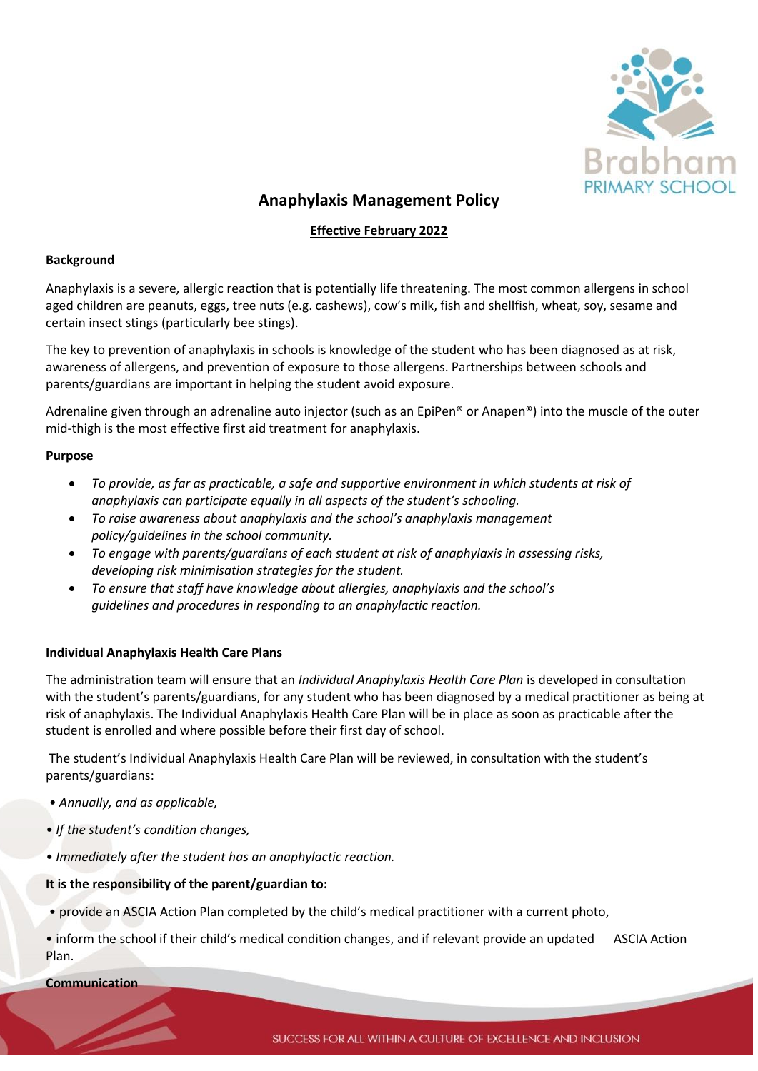# Anaphylaxis Management Policy

**Effective February 2022**

### Background

Anaphylaxis is a severe, allergic reaction that is potentially life threatening. The most common allergens in school aged children are peanuts, eggs, tree nuts (e.g. cashews), cow's milk, fish and shellfish, wheat, soy, sesame and certain insect stings (particularly bee stings).

The key to prevention of anaphylaxis in schools is knowledge of the student who has been diagnosed as at risk, awareness of allergens, and prevention of exposure to those allergens. Partnerships between schools and parents/guardians are important in helping the student avoid exposure.

Adrenaline given through an adrenaline auto injector (such as an EpiPen® or Anapen®) into the muscle of the outer mid-thigh is the most effective first aid treatment for anaphylaxis.

### Purpose

- *To provide, as far as practicable, a safe and supportive environment in which students at risk of anaphylaxis can participate equally in all aspects of the student's schooling.*
- *To raise awareness about anaphylaxis and the school's anaphylaxis management policy/guidelines in the school community.*
- *To engage with parents/guardians of each student at risk of anaphylaxis in assessing risks, developing risk minimisation strategies for the student.*
- *To ensure that staff have knowledge about allergies, anaphylaxis and the school's guidelines and procedures in responding to an anaphylactic reaction.*

### Individual Anaphylaxis Health Care Plans

The administration team will ensure that an *Individual Anaphylaxis Health Care Plan* is developed in consultation with the student's parents/guardians, for any student who has been diagnosed by a medical practitioner as being at risk of anaphylaxis. The Individual Anaphylaxis Health Care Plan will be in place as soon as practicable after the student is enrolled and where possible before their first day of school.

The student's Individual Anaphylaxis Health Care Plan will be reviewed, in consultation with the student's parents/guardians:

- *Annually, and as applicable,*
- *If the student's condition changes,*
- *Immediately after the student has an anaphylactic reaction.*

**It is the responsibility of the parent/guardian to:**

- provide an ASCIA Action Plan completed by the child's medical practitioner with a current photo,
- inform the school if their child's medical condition changes, and if relevant provide an updated ASCIA Action Plan.

### Communication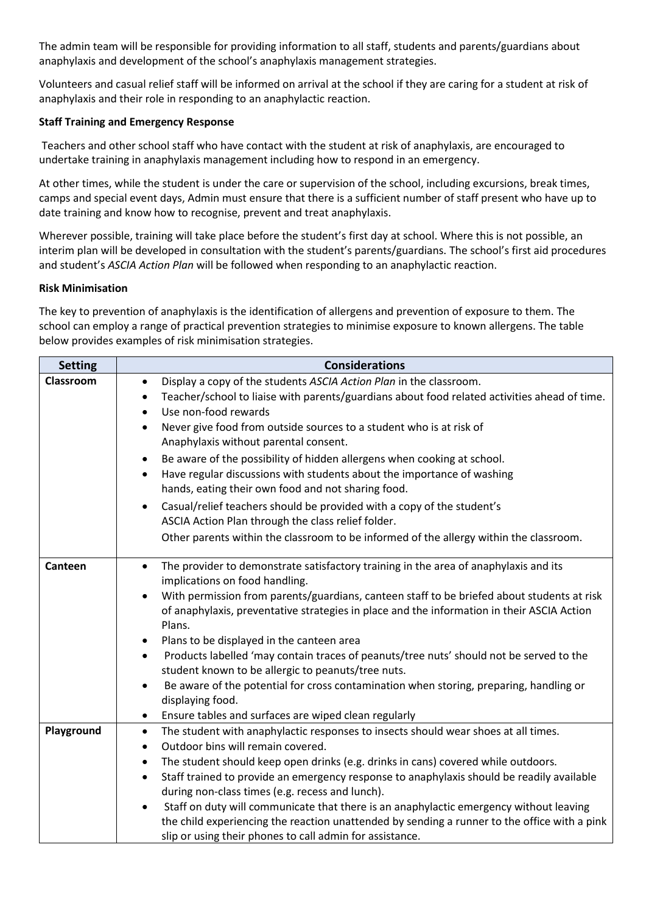The admin team will be responsible for providing information to all staff, students and parents/guardians about anaphylaxis and development of the school's anaphylaxis management strategies.

Volunteers and casual relief staff will be informed on arrival at the school if they are caring for a student at risk of anaphylaxis and their role in responding to an anaphylactic reaction.

**Staff Training and Emergency Response**

Teachers and other school staff who have contact with the student at risk of anaphylaxis, are encouraged to undertake training in anaphylaxis management including how to respond in an emergency.

At other times, while the student is under the care or supervision of the school, including excursions, break times, camps and special event days, Admin must ensure that there is a sufficient number of staff present who have up to date training and know how to recognise, prevent and treat anaphylaxis.

Wherever possible, training will take place before the student's first day at school. Where this is not possible, an interim plan will be developed in consultation with the student's parents/guardians. The school's first aid procedures and student's *ASCIA Action Plan* will be followed when responding to an anaphylactic reaction.

**Risk Minimisation**

The key to prevention of anaphylaxis is the identification of allergens and prevention of exposure to them. The school can employ a range of practical prevention strategies to minimise exposure to known allergens. The table below provides examples of risk minimisation strategies.

| Setting | Considerations |
|---|---|
| **Classroom** | • Display a copy of the students *ASCIA Action Plan* in the classroom.<br>• Teacher/school to liaise with parents/guardians about food related activities ahead of time.<br>• Use non-food rewards<br>• Never give food from outside sources to a student who is at risk of Anaphylaxis without parental consent.<br>• Be aware of the possibility of hidden allergens when cooking at school.<br>• Have regular discussions with students about the importance of washing hands, eating their own food and not sharing food.<br>• Casual/relief teachers should be provided with a copy of the student's ASCIA Action Plan through the class relief folder.<br>Other parents within the classroom to be informed of the allergy within the classroom. |
| **Canteen** | • The provider to demonstrate satisfactory training in the area of anaphylaxis and its implications on food handling.<br>• With permission from parents/guardians, canteen staff to be briefed about students at risk of anaphylaxis, preventative strategies in place and the information in their ASCIA Action Plans.<br>• Plans to be displayed in the canteen area<br>• Products labelled 'may contain traces of peanuts/tree nuts' should not be served to the student known to be allergic to peanuts/tree nuts.<br>• Be aware of the potential for cross contamination when storing, preparing, handling or displaying food.<br>• Ensure tables and surfaces are wiped clean regularly |
| **Playground** | • The student with anaphylactic responses to insects should wear shoes at all times.<br>• Outdoor bins will remain covered.<br>• The student should keep open drinks (e.g. drinks in cans) covered while outdoors.<br>• Staff trained to provide an emergency response to anaphylaxis should be readily available during non-class times (e.g. recess and lunch).<br>• Staff on duty will communicate that there is an anaphylactic emergency without leaving the child experiencing the reaction unattended by sending a runner to the office with a pink slip or using their phones to call admin for assistance. |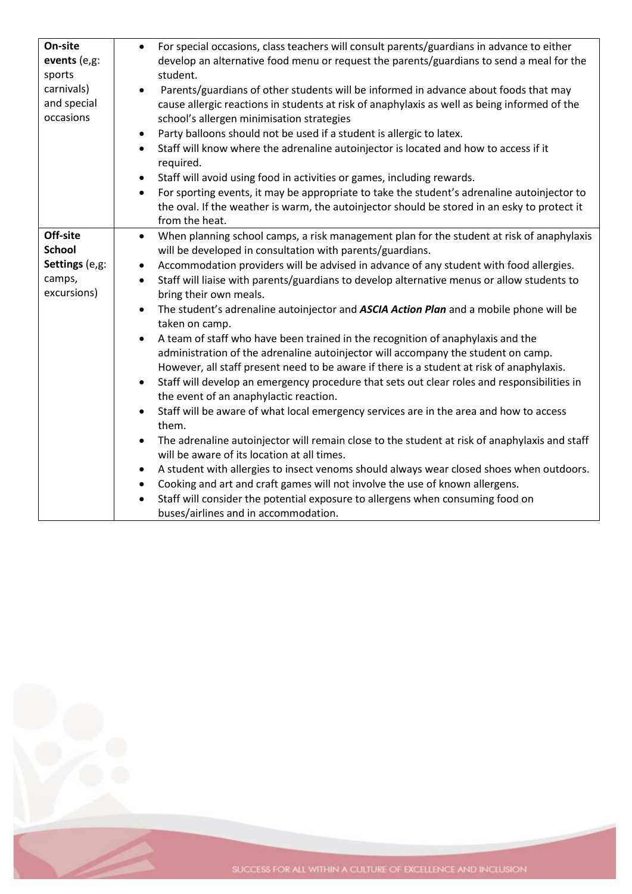| | |
|---|---|
| **On-site events** (e,g: sports carnivals) and special occasions | • For special occasions, class teachers will consult parents/guardians in advance to either develop an alternative food menu or request the parents/guardians to send a meal for the student.<br>• Parents/guardians of other students will be informed in advance about foods that may cause allergic reactions in students at risk of anaphylaxis as well as being informed of the school's allergen minimisation strategies<br>• Party balloons should not be used if a student is allergic to latex.<br>• Staff will know where the adrenaline autoinjector is located and how to access if it required.<br>• Staff will avoid using food in activities or games, including rewards.<br>• For sporting events, it may be appropriate to take the student's adrenaline autoinjector to the oval. If the weather is warm, the autoinjector should be stored in an esky to protect it from the heat. |
| **Off-site School Settings** (e,g: camps, excursions) | • When planning school camps, a risk management plan for the student at risk of anaphylaxis will be developed in consultation with parents/guardians.<br>• Accommodation providers will be advised in advance of any student with food allergies.<br>• Staff will liaise with parents/guardians to develop alternative menus or allow students to bring their own meals.<br>• The student's adrenaline autoinjector and ***ASCIA Action Plan*** and a mobile phone will be taken on camp.<br>• A team of staff who have been trained in the recognition of anaphylaxis and the administration of the adrenaline autoinjector will accompany the student on camp. However, all staff present need to be aware if there is a student at risk of anaphylaxis.<br>• Staff will develop an emergency procedure that sets out clear roles and responsibilities in the event of an anaphylactic reaction.<br>• Staff will be aware of what local emergency services are in the area and how to access them.<br>• The adrenaline autoinjector will remain close to the student at risk of anaphylaxis and staff will be aware of its location at all times.<br>• A student with allergies to insect venoms should always wear closed shoes when outdoors.<br>• Cooking and art and craft games will not involve the use of known allergens.<br>• Staff will consider the potential exposure to allergens when consuming food on buses/airlines and in accommodation. |